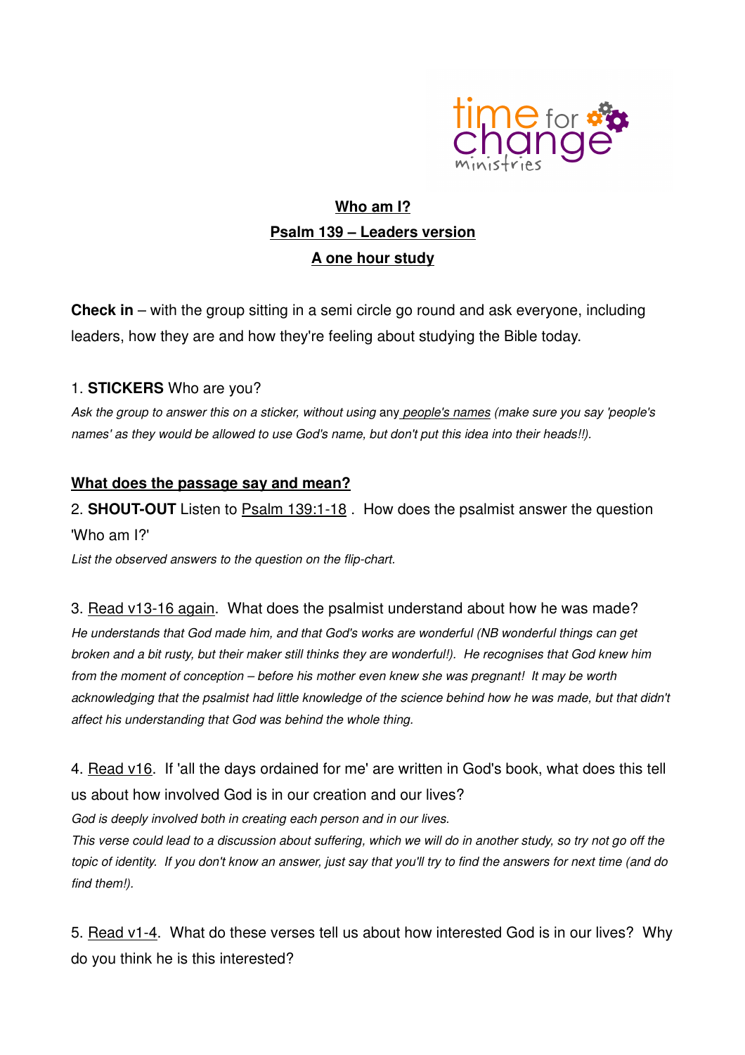## Who am I?

## Psalm 139 – Leaders version

## A one hour study

**Check in** – with the group sitting in a semi circle go round and ask everyone, including leaders, how they are and how they're feeling about studying the Bible today.

1. **STICKERS** Who are you?

*Ask the group to answer this on a sticker, without using* any *people's names (make sure you say 'people's names' as they would be allowed to use God's name, but don't put this idea into their heads!!).*

### What does the passage say and mean?

2. **SHOUT-OUT** Listen to Psalm 139:1-18 . How does the psalmist answer the question 'Who am I?'

*List the observed answers to the question on the flip-chart.*

3. Read v13-16 again. What does the psalmist understand about how he was made?

*He understands that God made him, and that God's works are wonderful (NB wonderful things can get broken and a bit rusty, but their maker still thinks they are wonderful!). He recognises that God knew him from the moment of conception – before his mother even knew she was pregnant! It may be worth acknowledging that the psalmist had little knowledge of the science behind how he was made, but that didn't affect his understanding that God was behind the whole thing.*

4. Read v16. If 'all the days ordained for me' are written in God's book, what does this tell us about how involved God is in our creation and our lives?

*God is deeply involved both in creating each person and in our lives.*

*This verse could lead to a discussion about suffering, which we will do in another study, so try not go off the topic of identity. If you don't know an answer, just say that you'll try to find the answers for next time (and do find them!).*

5. Read v1-4. What do these verses tell us about how interested God is in our lives? Why do you think he is this interested?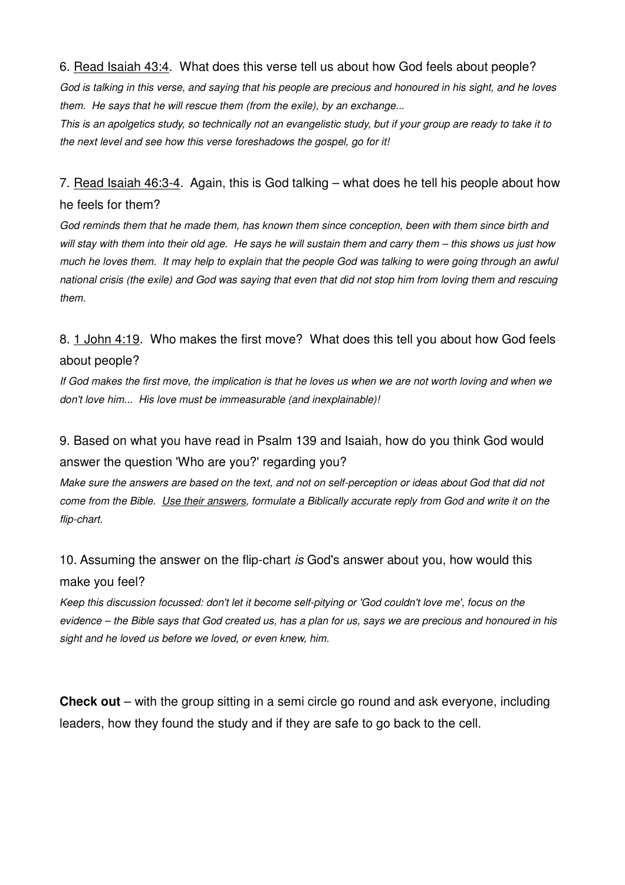6. <u>Read Isaiah 43:4</u>. What does this verse tell us about how God feels about people?

*God is talking in this verse, and saying that his people are precious and honoured in his sight, and he loves them. He says that he will rescue them (from the exile), by an exchange...*

*This is an apolgetics study, so technically not an evangelistic study, but if your group are ready to take it to the next level and see how this verse foreshadows the gospel, go for it!*

7. <u>Read Isaiah 46:3-4</u>. Again, this is God talking – what does he tell his people about how he feels for them?

*God reminds them that he made them, has known them since conception, been with them since birth and will stay with them into their old age. He says he will sustain them and carry them – this shows us just how much he loves them. It may help to explain that the people God was talking to were going through an awful national crisis (the exile) and God was saying that even that did not stop him from loving them and rescuing them.*

8. <u>1 John 4:19</u>. Who makes the first move? What does this tell you about how God feels about people?

*If God makes the first move, the implication is that he loves us when we are not worth loving and when we don't love him... His love must be immeasurable (and inexplainable)!*

9. Based on what you have read in Psalm 139 and Isaiah, how do you think God would answer the question 'Who are you?' regarding you?

*Make sure the answers are based on the text, and not on self-perception or ideas about God that did not come from the Bible. <u>Use their answers</u>, formulate a Biblically accurate reply from God and write it on the flip-chart.*

10. Assuming the answer on the flip-chart *is* God's answer about you, how would this make you feel?

*Keep this discussion focussed: don't let it become self-pitying or 'God couldn't love me', focus on the evidence – the Bible says that God created us, has a plan for us, says we are precious and honoured in his sight and he loved us before we loved, or even knew, him.*

**Check out** – with the group sitting in a semi circle go round and ask everyone, including leaders, how they found the study and if they are safe to go back to the cell.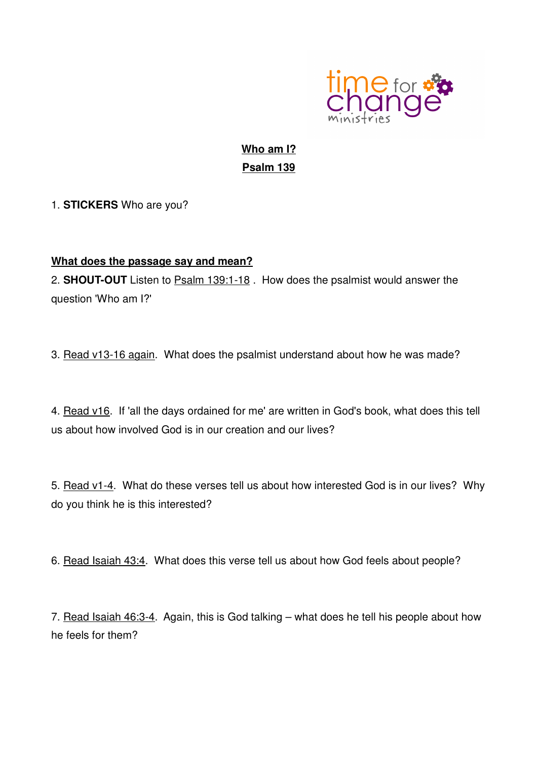**Who am I?**
**Psalm 139**

1. **STICKERS** Who are you?

**What does the passage say and mean?**

2. **SHOUT-OUT** Listen to Psalm 139:1-18 . How does the psalmist would answer the question 'Who am I?'

3. Read v13-16 again. What does the psalmist understand about how he was made?

4. Read v16. If 'all the days ordained for me' are written in God's book, what does this tell us about how involved God is in our creation and our lives?

5. Read v1-4. What do these verses tell us about how interested God is in our lives? Why do you think he is this interested?

6. Read Isaiah 43:4. What does this verse tell us about how God feels about people?

7. Read Isaiah 46:3-4. Again, this is God talking – what does he tell his people about how he feels for them?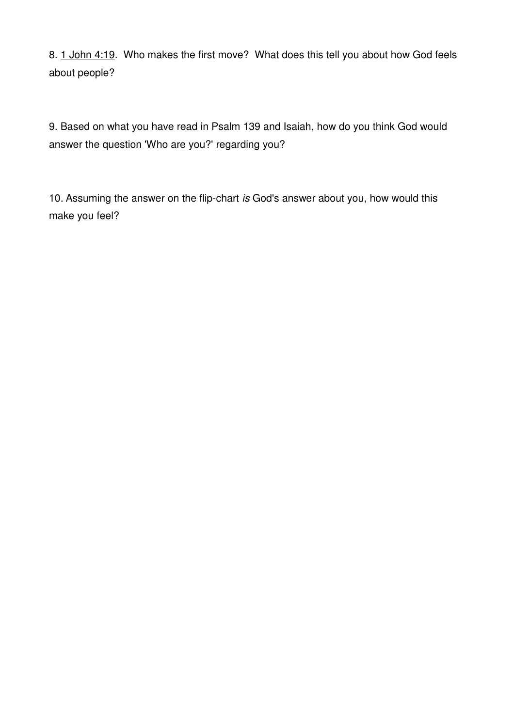8. <u>1 John 4:19</u>.  Who makes the first move?  What does this tell you about how God feels about people?

9. Based on what you have read in Psalm 139 and Isaiah, how do you think God would answer the question 'Who are you?' regarding you?

10. Assuming the answer on the flip-chart *is* God's answer about you, how would this make you feel?